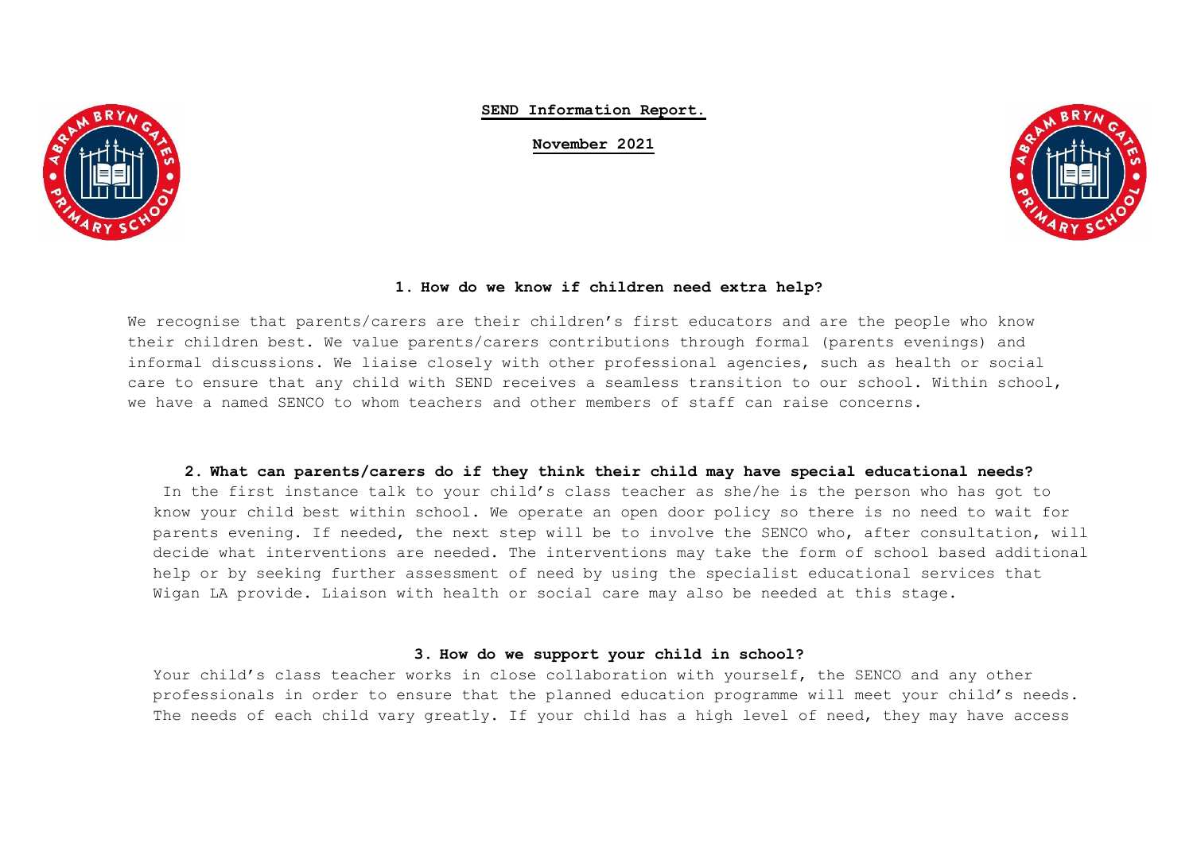# SEND Information Report.

**November 2021**

## 1. How do we know if children need extra help?

We recognise that parents/carers are their children's first educators and are the people who know their children best. We value parents/carers contributions through formal (parents evenings) and informal discussions. We liaise closely with other professional agencies, such as health or social care to ensure that any child with SEND receives a seamless transition to our school. Within school, we have a named SENCO to whom teachers and other members of staff can raise concerns.

## 2. What can parents/carers do if they think their child may have special educational needs?

In the first instance talk to your child's class teacher as she/he is the person who has got to know your child best within school. We operate an open door policy so there is no need to wait for parents evening. If needed, the next step will be to involve the SENCO who, after consultation, will decide what interventions are needed. The interventions may take the form of school based additional help or by seeking further assessment of need by using the specialist educational services that Wigan LA provide. Liaison with health or social care may also be needed at this stage.

## 3. How do we support your child in school?

Your child's class teacher works in close collaboration with yourself, the SENCO and any other professionals in order to ensure that the planned education programme will meet your child's needs. The needs of each child vary greatly. If your child has a high level of need, they may have access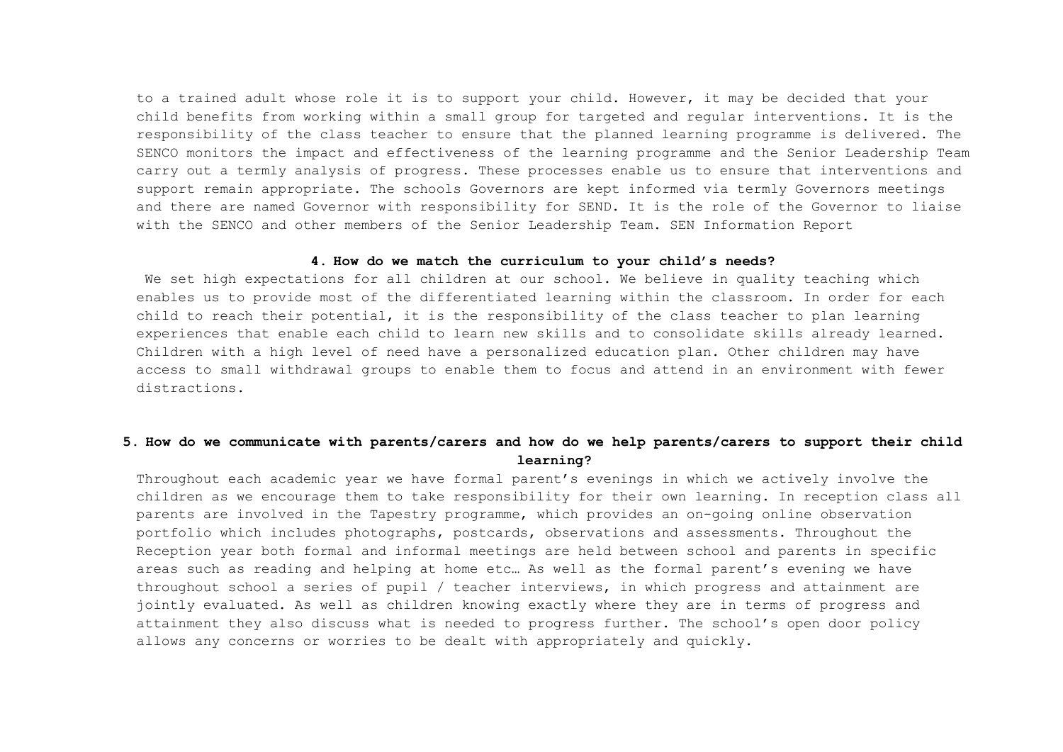to a trained adult whose role it is to support your child. However, it may be decided that your child benefits from working within a small group for targeted and regular interventions. It is the responsibility of the class teacher to ensure that the planned learning programme is delivered. The SENCO monitors the impact and effectiveness of the learning programme and the Senior Leadership Team carry out a termly analysis of progress. These processes enable us to ensure that interventions and support remain appropriate. The schools Governors are kept informed via termly Governors meetings and there are named Governor with responsibility for SEND. It is the role of the Governor to liaise with the SENCO and other members of the Senior Leadership Team. SEN Information Report

**4. How do we match the curriculum to your child's needs?**

We set high expectations for all children at our school. We believe in quality teaching which enables us to provide most of the differentiated learning within the classroom. In order for each child to reach their potential, it is the responsibility of the class teacher to plan learning experiences that enable each child to learn new skills and to consolidate skills already learned. Children with a high level of need have a personalized education plan. Other children may have access to small withdrawal groups to enable them to focus and attend in an environment with fewer distractions.

**5. How do we communicate with parents/carers and how do we help parents/carers to support their child learning?**

Throughout each academic year we have formal parent's evenings in which we actively involve the children as we encourage them to take responsibility for their own learning. In reception class all parents are involved in the Tapestry programme, which provides an on-going online observation portfolio which includes photographs, postcards, observations and assessments. Throughout the Reception year both formal and informal meetings are held between school and parents in specific areas such as reading and helping at home etc… As well as the formal parent's evening we have throughout school a series of pupil / teacher interviews, in which progress and attainment are jointly evaluated. As well as children knowing exactly where they are in terms of progress and attainment they also discuss what is needed to progress further. The school's open door policy allows any concerns or worries to be dealt with appropriately and quickly.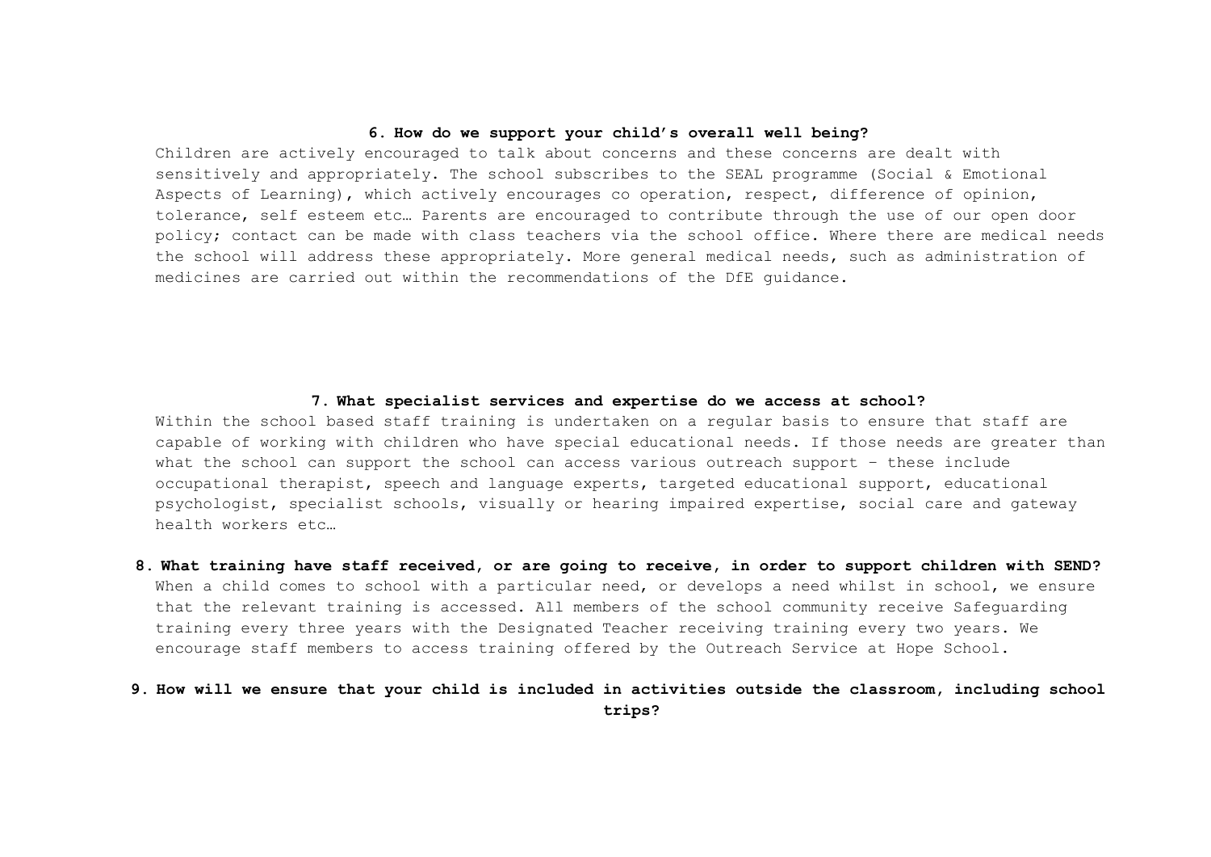**6. How do we support your child's overall well being?**

Children are actively encouraged to talk about concerns and these concerns are dealt with sensitively and appropriately. The school subscribes to the SEAL programme (Social & Emotional Aspects of Learning), which actively encourages co operation, respect, difference of opinion, tolerance, self esteem etc… Parents are encouraged to contribute through the use of our open door policy; contact can be made with class teachers via the school office. Where there are medical needs the school will address these appropriately. More general medical needs, such as administration of medicines are carried out within the recommendations of the DfE guidance.

**7. What specialist services and expertise do we access at school?**

Within the school based staff training is undertaken on a regular basis to ensure that staff are capable of working with children who have special educational needs. If those needs are greater than what the school can support the school can access various outreach support – these include occupational therapist, speech and language experts, targeted educational support, educational psychologist, specialist schools, visually or hearing impaired expertise, social care and gateway health workers etc…

**8. What training have staff received, or are going to receive, in order to support children with SEND?**

When a child comes to school with a particular need, or develops a need whilst in school, we ensure that the relevant training is accessed. All members of the school community receive Safeguarding training every three years with the Designated Teacher receiving training every two years. We encourage staff members to access training offered by the Outreach Service at Hope School.

**9. How will we ensure that your child is included in activities outside the classroom, including school trips?**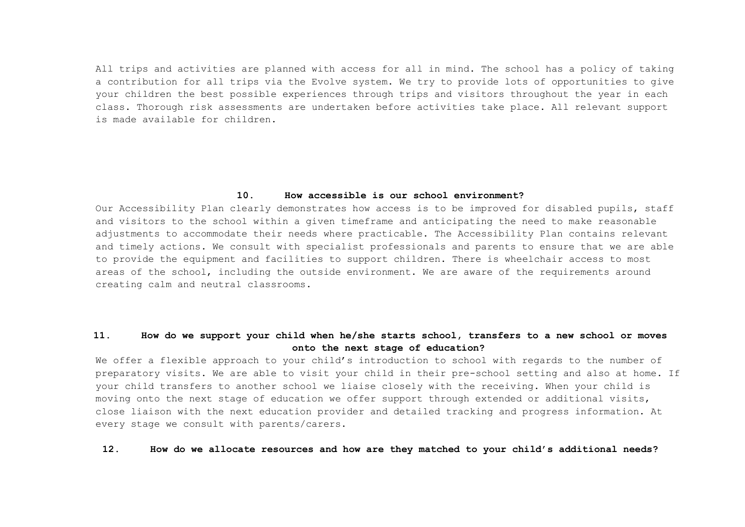All trips and activities are planned with access for all in mind. The school has a policy of taking a contribution for all trips via the Evolve system. We try to provide lots of opportunities to give your children the best possible experiences through trips and visitors throughout the year in each class. Thorough risk assessments are undertaken before activities take place. All relevant support is made available for children.

### 10. How accessible is our school environment?

Our Accessibility Plan clearly demonstrates how access is to be improved for disabled pupils, staff and visitors to the school within a given timeframe and anticipating the need to make reasonable adjustments to accommodate their needs where practicable. The Accessibility Plan contains relevant and timely actions. We consult with specialist professionals and parents to ensure that we are able to provide the equipment and facilities to support children. There is wheelchair access to most areas of the school, including the outside environment. We are aware of the requirements around creating calm and neutral classrooms.

### 11. How do we support your child when he/she starts school, transfers to a new school or moves onto the next stage of education?

We offer a flexible approach to your child's introduction to school with regards to the number of preparatory visits. We are able to visit your child in their pre-school setting and also at home. If your child transfers to another school we liaise closely with the receiving. When your child is moving onto the next stage of education we offer support through extended or additional visits, close liaison with the next education provider and detailed tracking and progress information. At every stage we consult with parents/carers.

### 12. How do we allocate resources and how are they matched to your child's additional needs?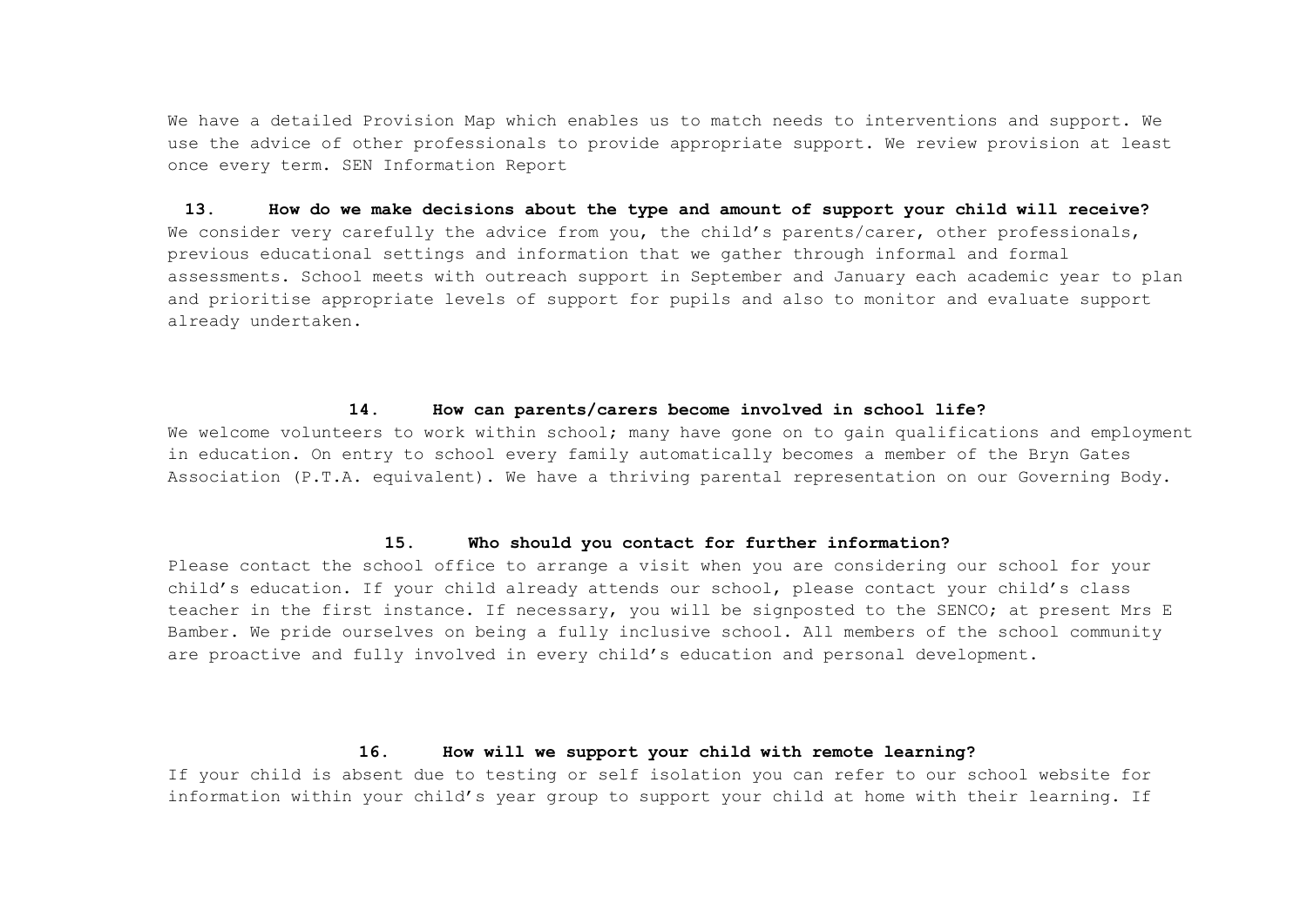We have a detailed Provision Map which enables us to match needs to interventions and support. We use the advice of other professionals to provide appropriate support. We review provision at least once every term. SEN Information Report

### 13. How do we make decisions about the type and amount of support your child will receive?

We consider very carefully the advice from you, the child's parents/carer, other professionals, previous educational settings and information that we gather through informal and formal assessments. School meets with outreach support in September and January each academic year to plan and prioritise appropriate levels of support for pupils and also to monitor and evaluate support already undertaken.

### 14. How can parents/carers become involved in school life?

We welcome volunteers to work within school; many have gone on to gain qualifications and employment in education. On entry to school every family automatically becomes a member of the Bryn Gates Association (P.T.A. equivalent). We have a thriving parental representation on our Governing Body.

### 15. Who should you contact for further information?

Please contact the school office to arrange a visit when you are considering our school for your child's education. If your child already attends our school, please contact your child's class teacher in the first instance. If necessary, you will be signposted to the SENCO; at present Mrs E Bamber. We pride ourselves on being a fully inclusive school. All members of the school community are proactive and fully involved in every child's education and personal development.

### 16. How will we support your child with remote learning?

If your child is absent due to testing or self isolation you can refer to our school website for information within your child's year group to support your child at home with their learning. If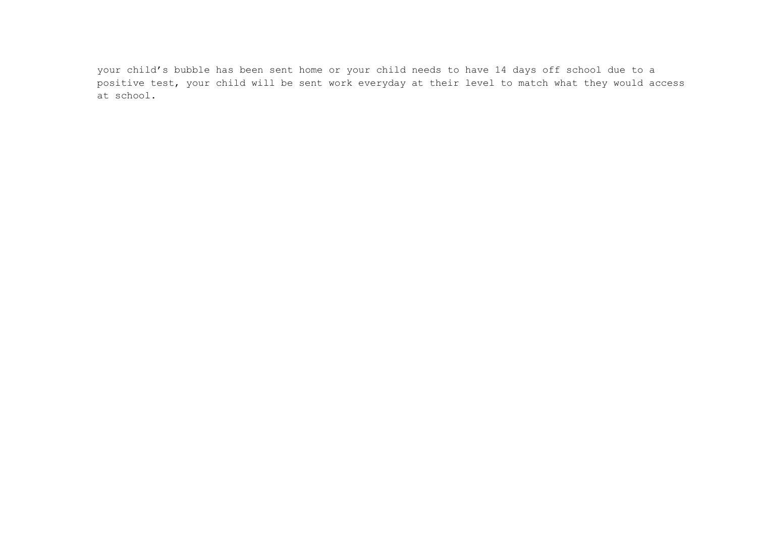your child's bubble has been sent home or your child needs to have 14 days off school due to a positive test, your child will be sent work everyday at their level to match what they would access at school.